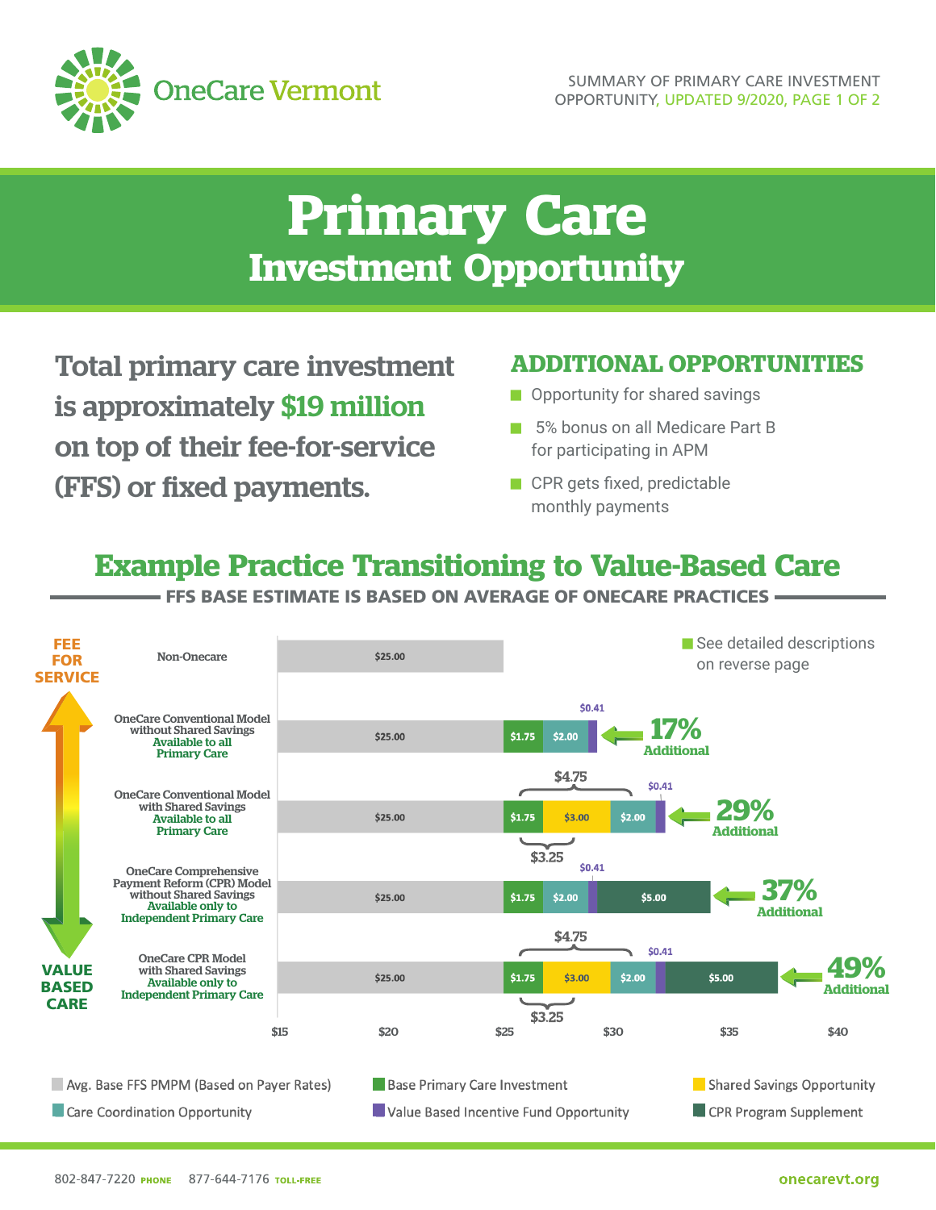OneCare Vermont

SUMMARY OF PRIMARY CARE INVESTMENT OPPORTUNITY, UPDATED 9/2020, PAGE 1 OF 2

# Primary Care
## Investment Opportunity

**Total primary care investment is approximately $19 million on top of their fee-for-service (FFS) or fixed payments.**

### ADDITIONAL OPPORTUNITIES

- Opportunity for shared savings
- 5% bonus on all Medicare Part B for participating in APM
- CPR gets fixed, predictable monthly payments

## Example Practice Transitioning to Value-Based Care

**FFS BASE ESTIMATE IS BASED ON AVERAGE OF ONECARE PRACTICES**

FEE FOR SERVICE

VALUE BASED CARE

See detailed descriptions on reverse page

Non-Onecare
$25.00

OneCare Conventional Model without Shared Savings
Available to all Primary Care
$25.00 $1.75 $2.00 $0.41
17% Additional

OneCare Conventional Model with Shared Savings
Available to all Primary Care
$25.00 $1.75 $3.00 $2.00 $0.41
$4.75
$3.25
29% Additional

OneCare Comprehensive Payment Reform (CPR) Model without Shared Savings
Available only to Independent Primary Care
$25.00 $1.75 $2.00 $0.41 $5.00
37% Additional

OneCare CPR Model with Shared Savings
Available only to Independent Primary Care
$25.00 $1.75 $3.00 $2.00 $0.41 $5.00
$4.75
$3.25
49% Additional

$15 $20 $25 $30 $35 $40

Avg. Base FFS PMPM (Based on Payer Rates)
Base Primary Care Investment
Shared Savings Opportunity
Care Coordination Opportunity
Value Based Incentive Fund Opportunity
CPR Program Supplement

802-847-7220 PHONE 877-644-7176 TOLL-FREE onecarevt.org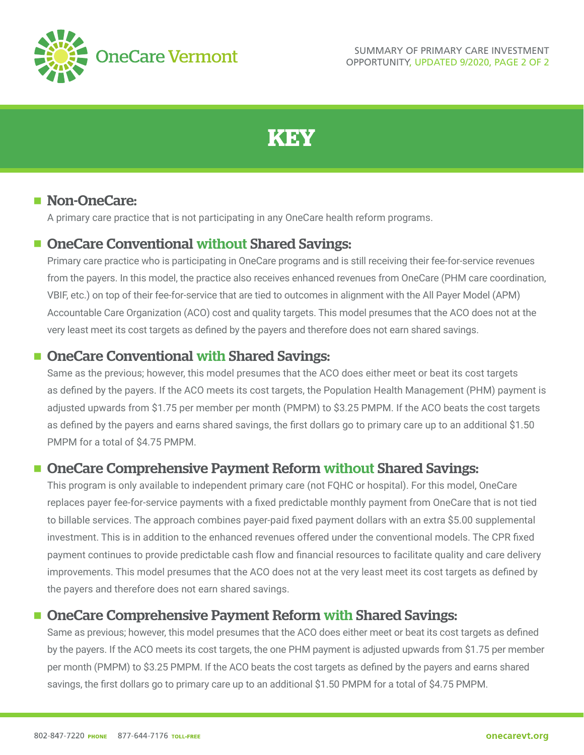# KEY

- **Non-OneCare:**

  A primary care practice that is not participating in any OneCare health reform programs.

- **OneCare Conventional without Shared Savings:**

  Primary care practice who is participating in OneCare programs and is still receiving their fee-for-service revenues from the payers. In this model, the practice also receives enhanced revenues from OneCare (PHM care coordination, VBIF, etc.) on top of their fee-for-service that are tied to outcomes in alignment with the All Payer Model (APM) Accountable Care Organization (ACO) cost and quality targets. This model presumes that the ACO does not at the very least meet its cost targets as defined by the payers and therefore does not earn shared savings.

- **OneCare Conventional with Shared Savings:**

  Same as the previous; however, this model presumes that the ACO does either meet or beat its cost targets as defined by the payers. If the ACO meets its cost targets, the Population Health Management (PHM) payment is adjusted upwards from $1.75 per member per month (PMPM) to $3.25 PMPM. If the ACO beats the cost targets as defined by the payers and earns shared savings, the first dollars go to primary care up to an additional $1.50 PMPM for a total of $4.75 PMPM.

- **OneCare Comprehensive Payment Reform without Shared Savings:**

  This program is only available to independent primary care (not FQHC or hospital). For this model, OneCare replaces payer fee-for-service payments with a fixed predictable monthly payment from OneCare that is not tied to billable services. The approach combines payer-paid fixed payment dollars with an extra $5.00 supplemental investment. This is in addition to the enhanced revenues offered under the conventional models. The CPR fixed payment continues to provide predictable cash flow and financial resources to facilitate quality and care delivery improvements. This model presumes that the ACO does not at the very least meet its cost targets as defined by the payers and therefore does not earn shared savings.

- **OneCare Comprehensive Payment Reform with Shared Savings:**

  Same as previous; however, this model presumes that the ACO does either meet or beat its cost targets as defined by the payers. If the ACO meets its cost targets, the one PHM payment is adjusted upwards from $1.75 per member per month (PMPM) to $3.25 PMPM. If the ACO beats the cost targets as defined by the payers and earns shared savings, the first dollars go to primary care up to an additional $1.50 PMPM for a total of $4.75 PMPM.